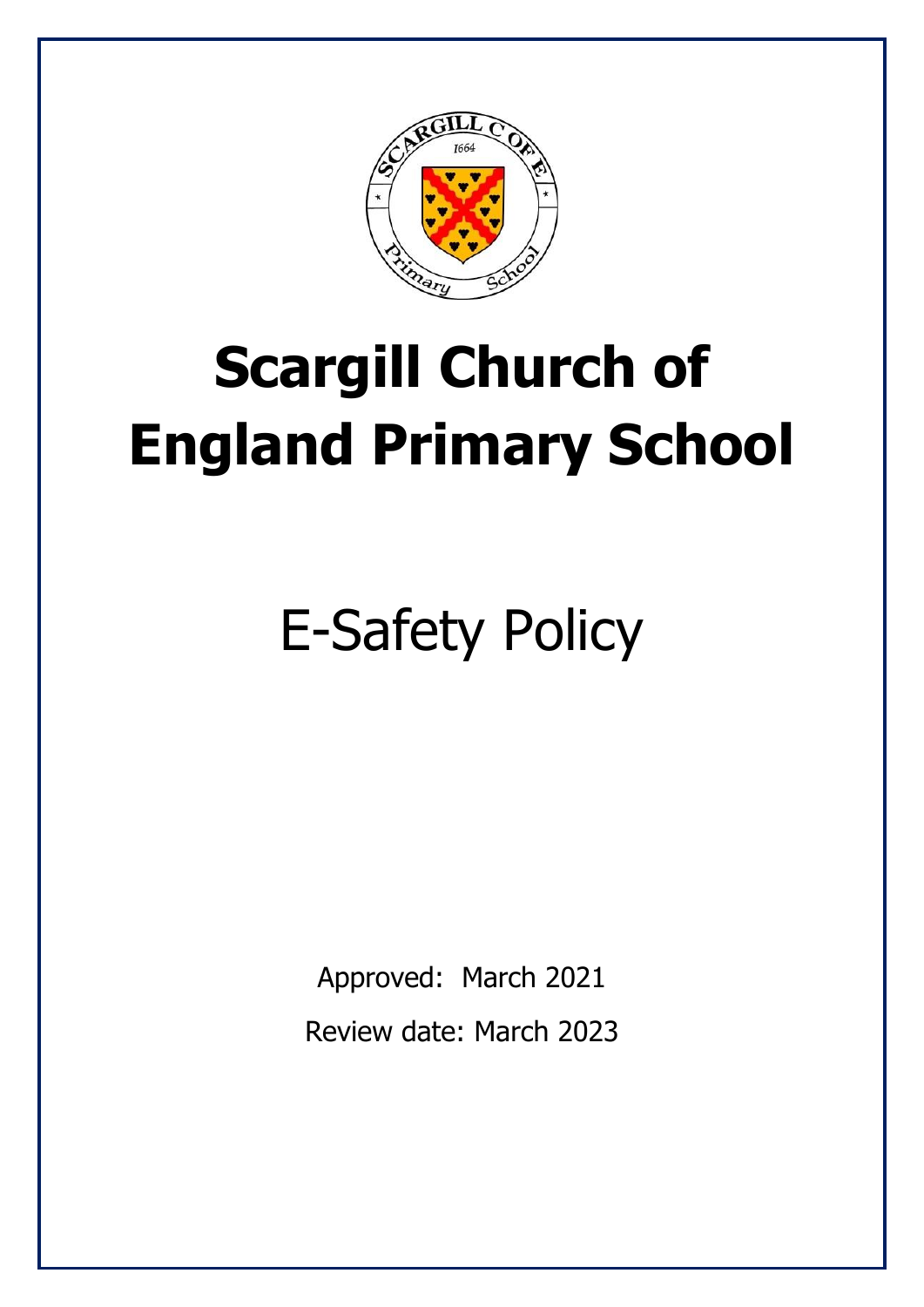# Scargill Church of England Primary School

## E-Safety Policy

Approved: March 2021

Review date: March 2023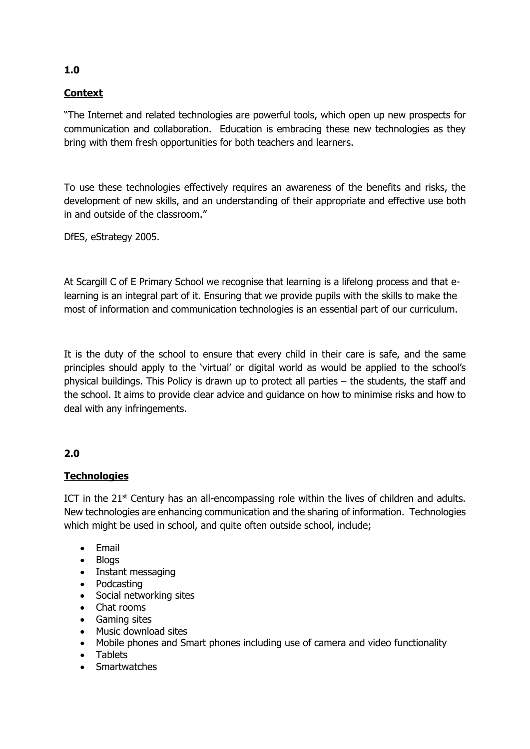**1.0**

## Context

"The Internet and related technologies are powerful tools, which open up new prospects for communication and collaboration. Education is embracing these new technologies as they bring with them fresh opportunities for both teachers and learners.

To use these technologies effectively requires an awareness of the benefits and risks, the development of new skills, and an understanding of their appropriate and effective use both in and outside of the classroom."

DfES, eStrategy 2005.

At Scargill C of E Primary School we recognise that learning is a lifelong process and that e-learning is an integral part of it. Ensuring that we provide pupils with the skills to make the most of information and communication technologies is an essential part of our curriculum.

It is the duty of the school to ensure that every child in their care is safe, and the same principles should apply to the 'virtual' or digital world as would be applied to the school's physical buildings. This Policy is drawn up to protect all parties – the students, the staff and the school. It aims to provide clear advice and guidance on how to minimise risks and how to deal with any infringements.

**2.0**

## Technologies

ICT in the 21st Century has an all-encompassing role within the lives of children and adults. New technologies are enhancing communication and the sharing of information. Technologies which might be used in school, and quite often outside school, include;

- Email
- Blogs
- Instant messaging
- Podcasting
- Social networking sites
- Chat rooms
- Gaming sites
- Music download sites
- Mobile phones and Smart phones including use of camera and video functionality
- Tablets
- Smartwatches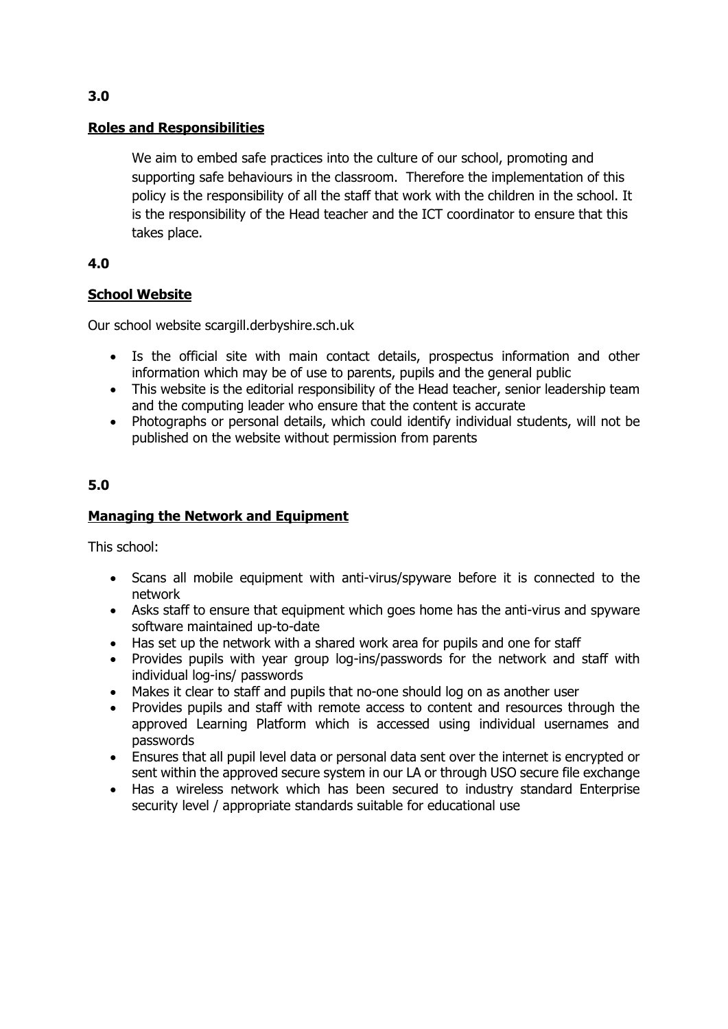**3.0**

## Roles and Responsibilities

We aim to embed safe practices into the culture of our school, promoting and supporting safe behaviours in the classroom. Therefore the implementation of this policy is the responsibility of all the staff that work with the children in the school. It is the responsibility of the Head teacher and the ICT coordinator to ensure that this takes place.

**4.0**

## School Website

Our school website scargill.derbyshire.sch.uk

- Is the official site with main contact details, prospectus information and other information which may be of use to parents, pupils and the general public
- This website is the editorial responsibility of the Head teacher, senior leadership team and the computing leader who ensure that the content is accurate
- Photographs or personal details, which could identify individual students, will not be published on the website without permission from parents

**5.0**

## Managing the Network and Equipment

This school:

- Scans all mobile equipment with anti-virus/spyware before it is connected to the network
- Asks staff to ensure that equipment which goes home has the anti-virus and spyware software maintained up-to-date
- Has set up the network with a shared work area for pupils and one for staff
- Provides pupils with year group log-ins/passwords for the network and staff with individual log-ins/ passwords
- Makes it clear to staff and pupils that no-one should log on as another user
- Provides pupils and staff with remote access to content and resources through the approved Learning Platform which is accessed using individual usernames and passwords
- Ensures that all pupil level data or personal data sent over the internet is encrypted or sent within the approved secure system in our LA or through USO secure file exchange
- Has a wireless network which has been secured to industry standard Enterprise security level / appropriate standards suitable for educational use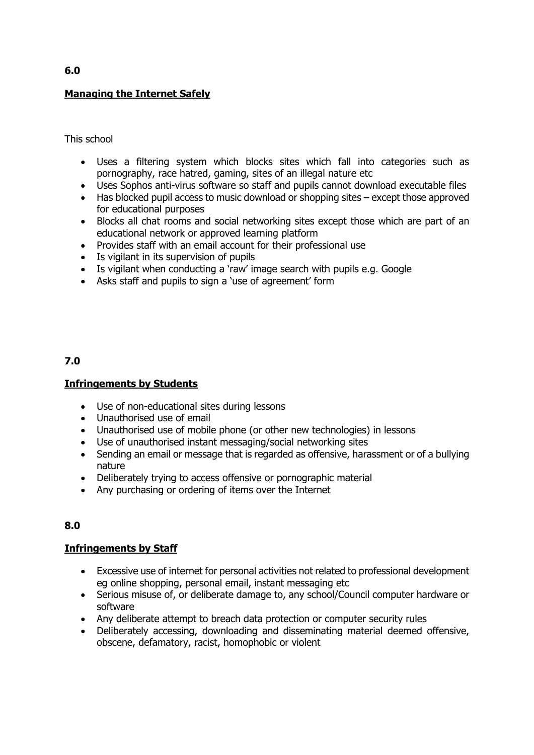**6.0**

## Managing the Internet Safely

This school

- Uses a filtering system which blocks sites which fall into categories such as pornography, race hatred, gaming, sites of an illegal nature etc
- Uses Sophos anti-virus software so staff and pupils cannot download executable files
- Has blocked pupil access to music download or shopping sites – except those approved for educational purposes
- Blocks all chat rooms and social networking sites except those which are part of an educational network or approved learning platform
- Provides staff with an email account for their professional use
- Is vigilant in its supervision of pupils
- Is vigilant when conducting a 'raw' image search with pupils e.g. Google
- Asks staff and pupils to sign a 'use of agreement' form

**7.0**

## Infringements by Students

- Use of non-educational sites during lessons
- Unauthorised use of email
- Unauthorised use of mobile phone (or other new technologies) in lessons
- Use of unauthorised instant messaging/social networking sites
- Sending an email or message that is regarded as offensive, harassment or of a bullying nature
- Deliberately trying to access offensive or pornographic material
- Any purchasing or ordering of items over the Internet

**8.0**

## Infringements by Staff

- Excessive use of internet for personal activities not related to professional development eg online shopping, personal email, instant messaging etc
- Serious misuse of, or deliberate damage to, any school/Council computer hardware or software
- Any deliberate attempt to breach data protection or computer security rules
- Deliberately accessing, downloading and disseminating material deemed offensive, obscene, defamatory, racist, homophobic or violent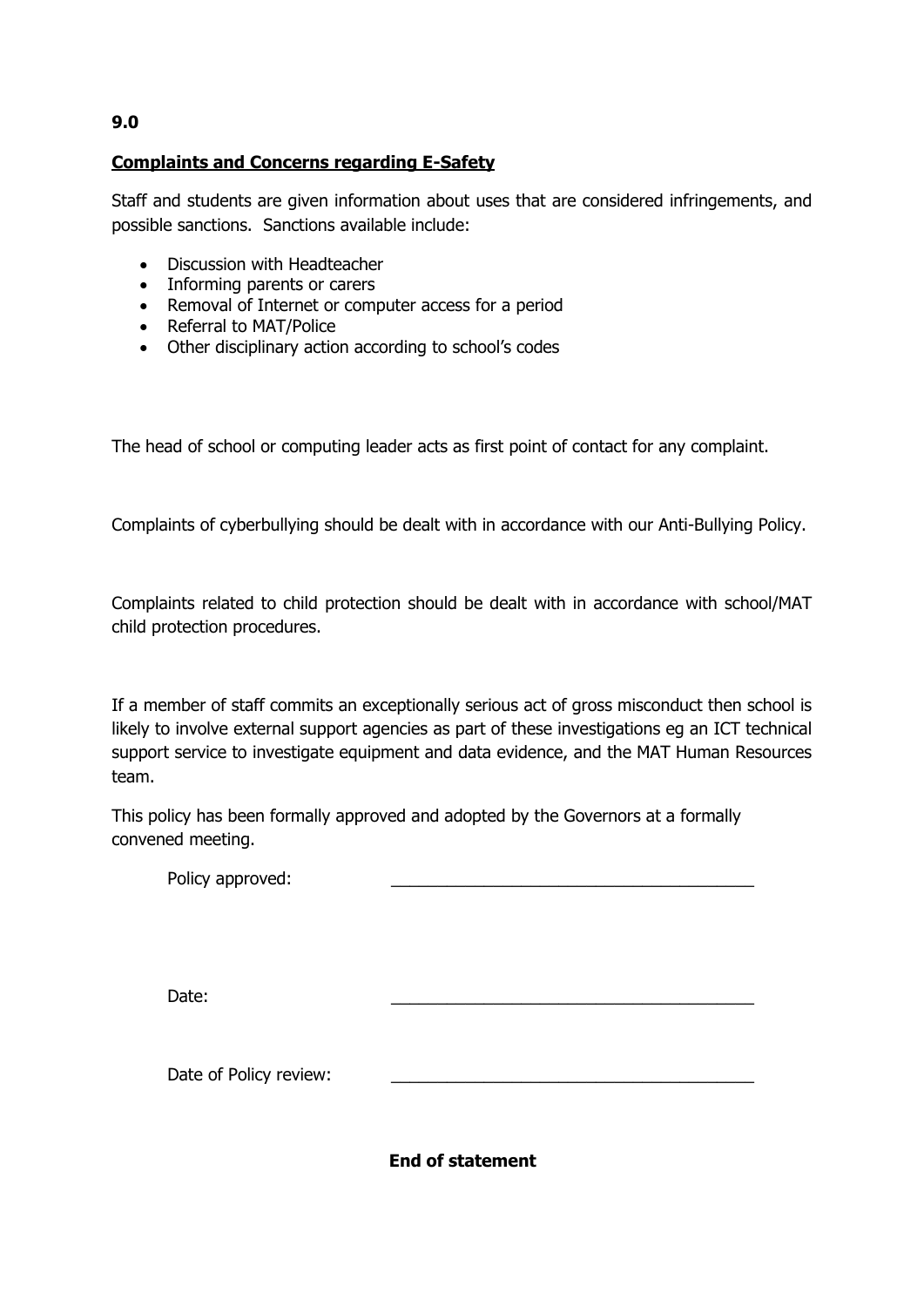**9.0**

## Complaints and Concerns regarding E-Safety

Staff and students are given information about uses that are considered infringements, and possible sanctions. Sanctions available include:

- Discussion with Headteacher
- Informing parents or carers
- Removal of Internet or computer access for a period
- Referral to MAT/Police
- Other disciplinary action according to school's codes

The head of school or computing leader acts as first point of contact for any complaint.

Complaints of cyberbullying should be dealt with in accordance with our Anti-Bullying Policy.

Complaints related to child protection should be dealt with in accordance with school/MAT child protection procedures.

If a member of staff commits an exceptionally serious act of gross misconduct then school is likely to involve external support agencies as part of these investigations eg an ICT technical support service to investigate equipment and data evidence, and the MAT Human Resources team.

This policy has been formally approved and adopted by the Governors at a formally convened meeting.

Policy approved: _______________________________________

Date: _______________________________________

Date of Policy review: _______________________________________

**End of statement**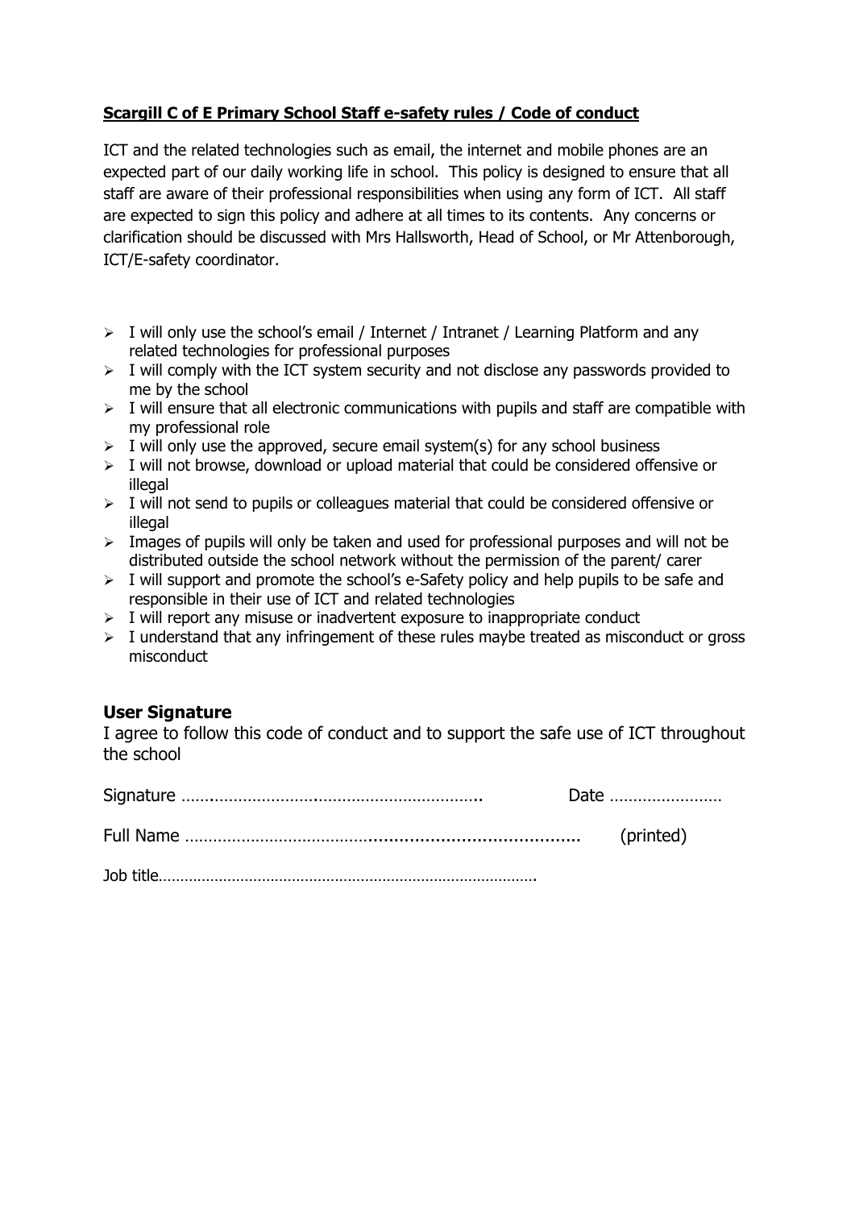**Scargill C of E Primary School Staff e-safety rules / Code of conduct**

ICT and the related technologies such as email, the internet and mobile phones are an expected part of our daily working life in school. This policy is designed to ensure that all staff are aware of their professional responsibilities when using any form of ICT. All staff are expected to sign this policy and adhere at all times to its contents. Any concerns or clarification should be discussed with Mrs Hallsworth, Head of School, or Mr Attenborough, ICT/E-safety coordinator.

- I will only use the school's email / Internet / Intranet / Learning Platform and any related technologies for professional purposes
- I will comply with the ICT system security and not disclose any passwords provided to me by the school
- I will ensure that all electronic communications with pupils and staff are compatible with my professional role
- I will only use the approved, secure email system(s) for any school business
- I will not browse, download or upload material that could be considered offensive or illegal
- I will not send to pupils or colleagues material that could be considered offensive or illegal
- Images of pupils will only be taken and used for professional purposes and will not be distributed outside the school network without the permission of the parent/ carer
- I will support and promote the school's e-Safety policy and help pupils to be safe and responsible in their use of ICT and related technologies
- I will report any misuse or inadvertent exposure to inappropriate conduct
- I understand that any infringement of these rules maybe treated as misconduct or gross misconduct

### User Signature

I agree to follow this code of conduct and to support the safe use of ICT throughout the school

Signature ………………………………………………………….. Date ……………………

Full Name ……………………………………………………………………… (printed)

Job title…………………………………………………………………………….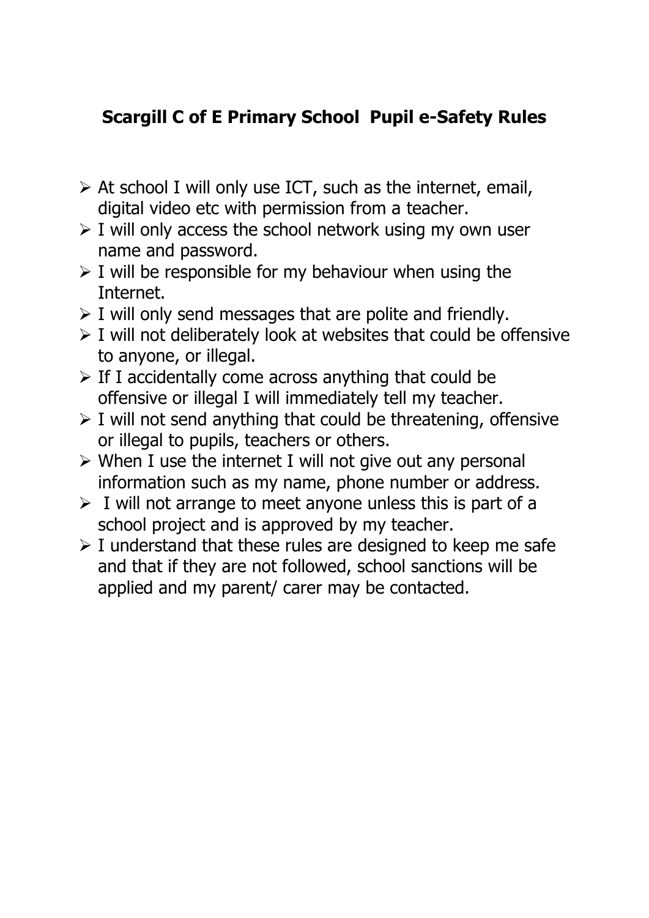## Scargill C of E Primary School Pupil e-Safety Rules

- At school I will only use ICT, such as the internet, email, digital video etc with permission from a teacher.
- I will only access the school network using my own user name and password.
- I will be responsible for my behaviour when using the Internet.
- I will only send messages that are polite and friendly.
- I will not deliberately look at websites that could be offensive to anyone, or illegal.
- If I accidentally come across anything that could be offensive or illegal I will immediately tell my teacher.
- I will not send anything that could be threatening, offensive or illegal to pupils, teachers or others.
- When I use the internet I will not give out any personal information such as my name, phone number or address.
- I will not arrange to meet anyone unless this is part of a school project and is approved by my teacher.
- I understand that these rules are designed to keep me safe and that if they are not followed, school sanctions will be applied and my parent/ carer may be contacted.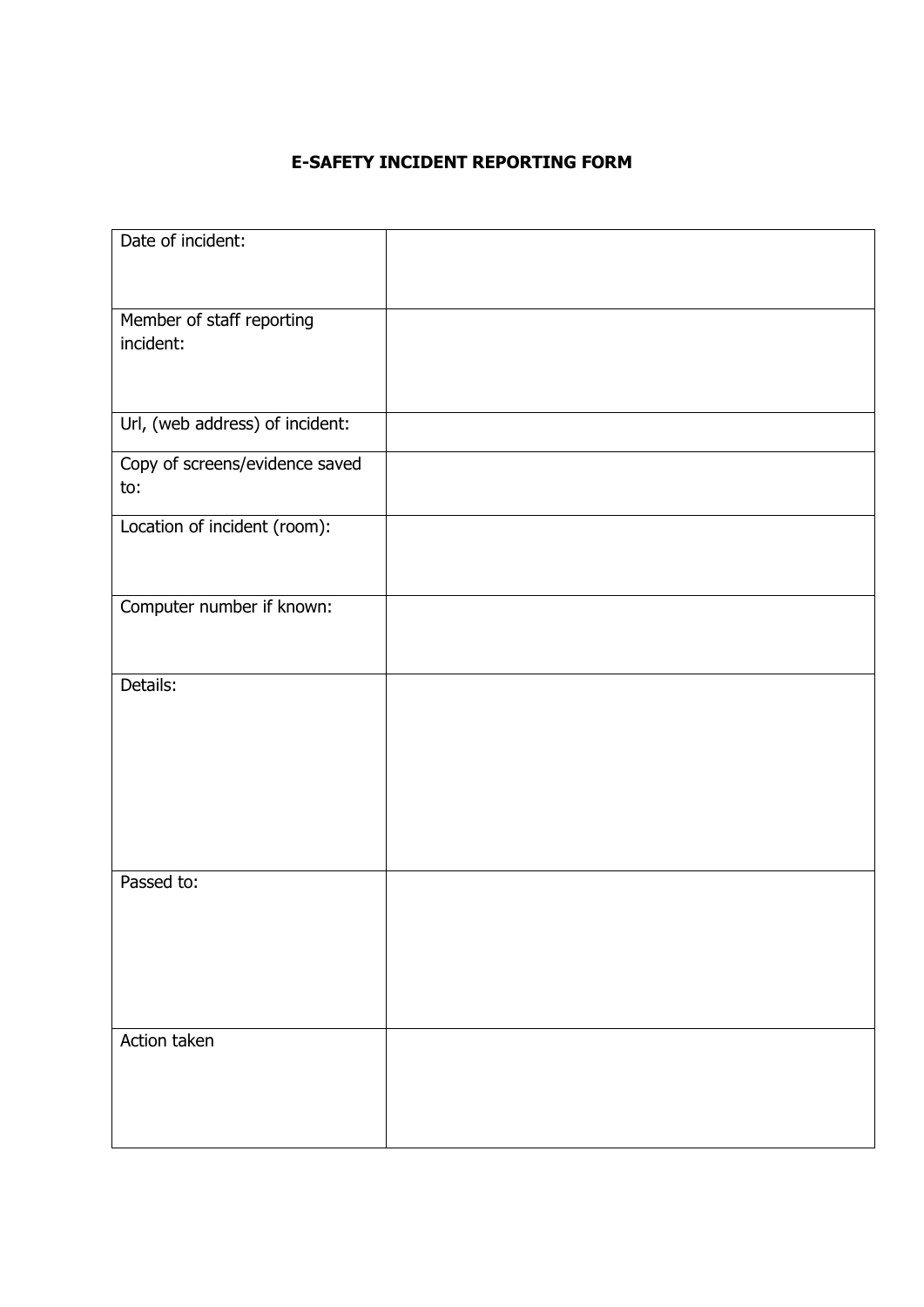**E-SAFETY INCIDENT REPORTING FORM**

| | |
|---|---|
| Date of incident: | |
| Member of staff reporting incident: | |
| Url, (web address) of incident: | |
| Copy of screens/evidence saved to: | |
| Location of incident (room): | |
| Computer number if known: | |
| Details: | |
| Passed to: | |
| Action taken | |